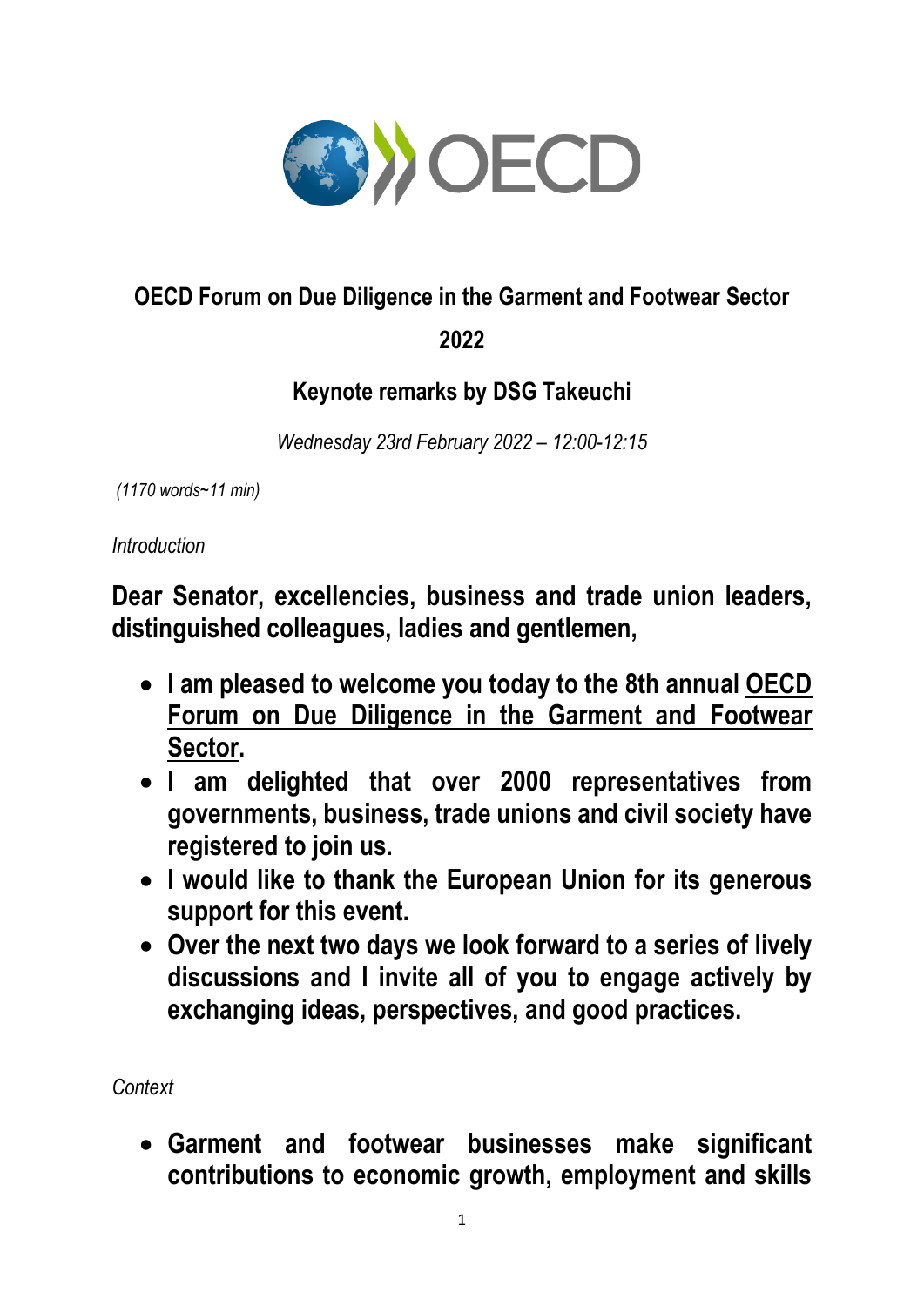**OECD Forum on Due Diligence in the Garment and Footwear Sector**

**2022**

**Keynote remarks by DSG Takeuchi**

*Wednesday 23rd February 2022 – 12:00-12:15*

*(1170 words~11 min)*

*Introduction*

**Dear Senator, excellencies, business and trade union leaders, distinguished colleagues, ladies and gentlemen,**

- **I am pleased to welcome you today to the 8th annual <u>OECD Forum on Due Diligence in the Garment and Footwear Sector</u>.**
- **I am delighted that over 2000 representatives from governments, business, trade unions and civil society have registered to join us.**
- **I would like to thank the European Union for its generous support for this event.**
- **Over the next two days we look forward to a series of lively discussions and I invite all of you to engage actively by exchanging ideas, perspectives, and good practices.**

*Context*

- **Garment and footwear businesses make significant contributions to economic growth, employment and skills**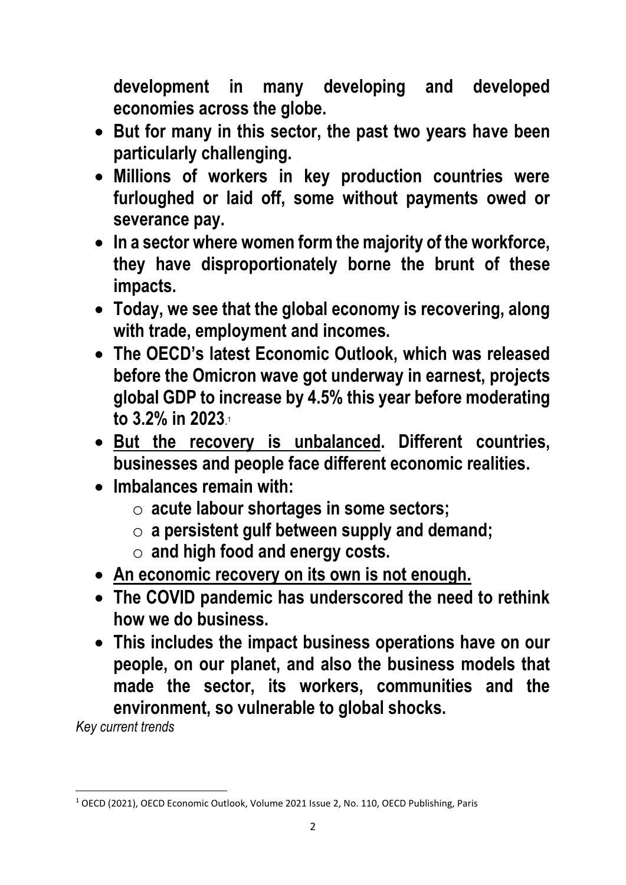**development in many developing and developed economies across the globe.**

- **But for many in this sector, the past two years have been particularly challenging.**
- **Millions of workers in key production countries were furloughed or laid off, some without payments owed or severance pay.**
- **In a sector where women form the majority of the workforce, they have disproportionately borne the brunt of these impacts.**
- **Today, we see that the global economy is recovering, along with trade, employment and incomes.**
- **The OECD's latest Economic Outlook, which was released before the Omicron wave got underway in earnest, projects global GDP to increase by 4.5% this year before moderating to 3.2% in 2023.**[1]
- **<u>But the recovery is unbalanced</u>. Different countries, businesses and people face different economic realities.**
- **Imbalances remain with:**
  - **acute labour shortages in some sectors;**
  - **a persistent gulf between supply and demand;**
  - **and high food and energy costs.**
- **<u>An economic recovery on its own is not enough.</u>**
- **The COVID pandemic has underscored the need to rethink how we do business.**
- **This includes the impact business operations have on our people, on our planet, and also the business models that made the sector, its workers, communities and the environment, so vulnerable to global shocks.**

*Key current trends*

---

[1] OECD (2021), OECD Economic Outlook, Volume 2021 Issue 2, No. 110, OECD Publishing, Paris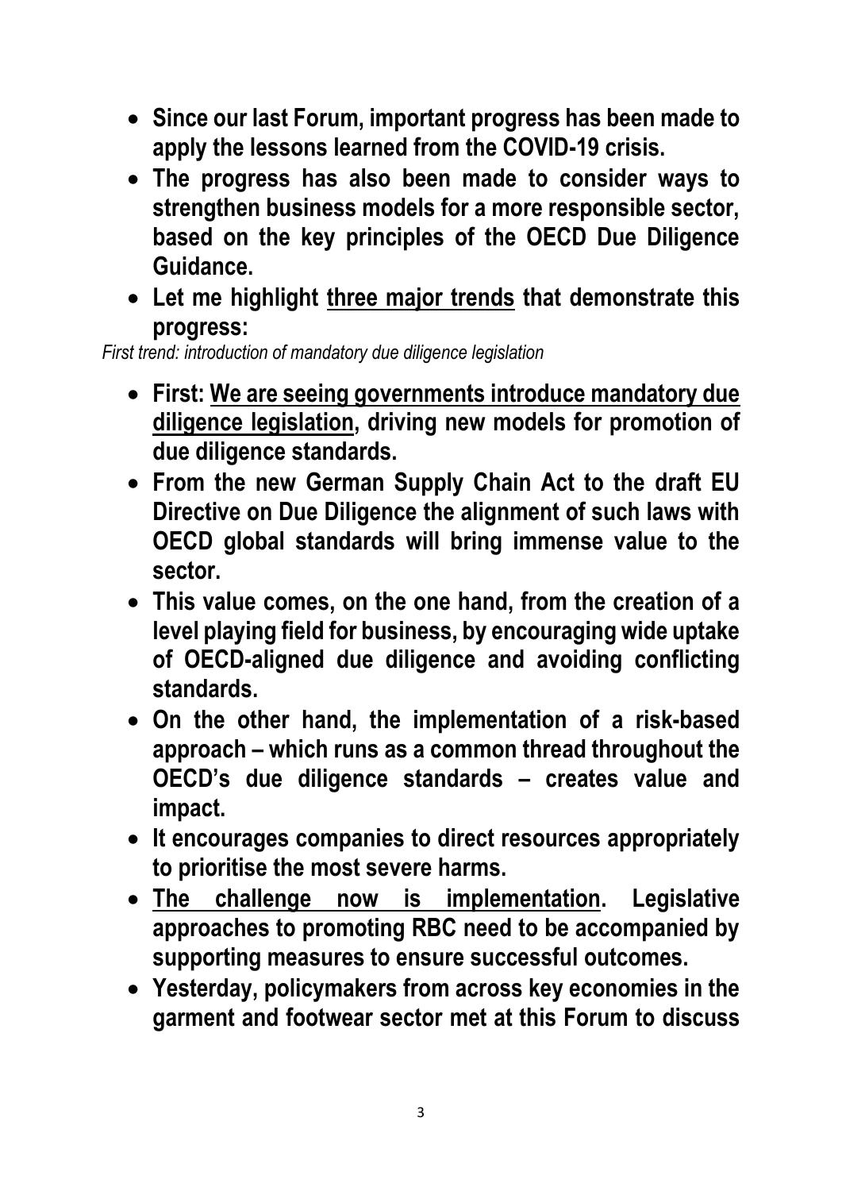- **Since our last Forum, important progress has been made to apply the lessons learned from the COVID-19 crisis.**
- **The progress has also been made to consider ways to strengthen business models for a more responsible sector, based on the key principles of the OECD Due Diligence Guidance.**
- **Let me highlight <u>three major trends</u> that demonstrate this progress:**

*First trend: introduction of mandatory due diligence legislation*

- **First: <u>We are seeing governments introduce mandatory due diligence legislation</u>, driving new models for promotion of due diligence standards.**
- **From the new German Supply Chain Act to the draft EU Directive on Due Diligence the alignment of such laws with OECD global standards will bring immense value to the sector.**
- **This value comes, on the one hand, from the creation of a level playing field for business, by encouraging wide uptake of OECD-aligned due diligence and avoiding conflicting standards.**
- **On the other hand, the implementation of a risk-based approach – which runs as a common thread throughout the OECD's due diligence standards – creates value and impact.**
- **It encourages companies to direct resources appropriately to prioritise the most severe harms.**
- **<u>The challenge now is implementation</u>. Legislative approaches to promoting RBC need to be accompanied by supporting measures to ensure successful outcomes.**
- **Yesterday, policymakers from across key economies in the garment and footwear sector met at this Forum to discuss**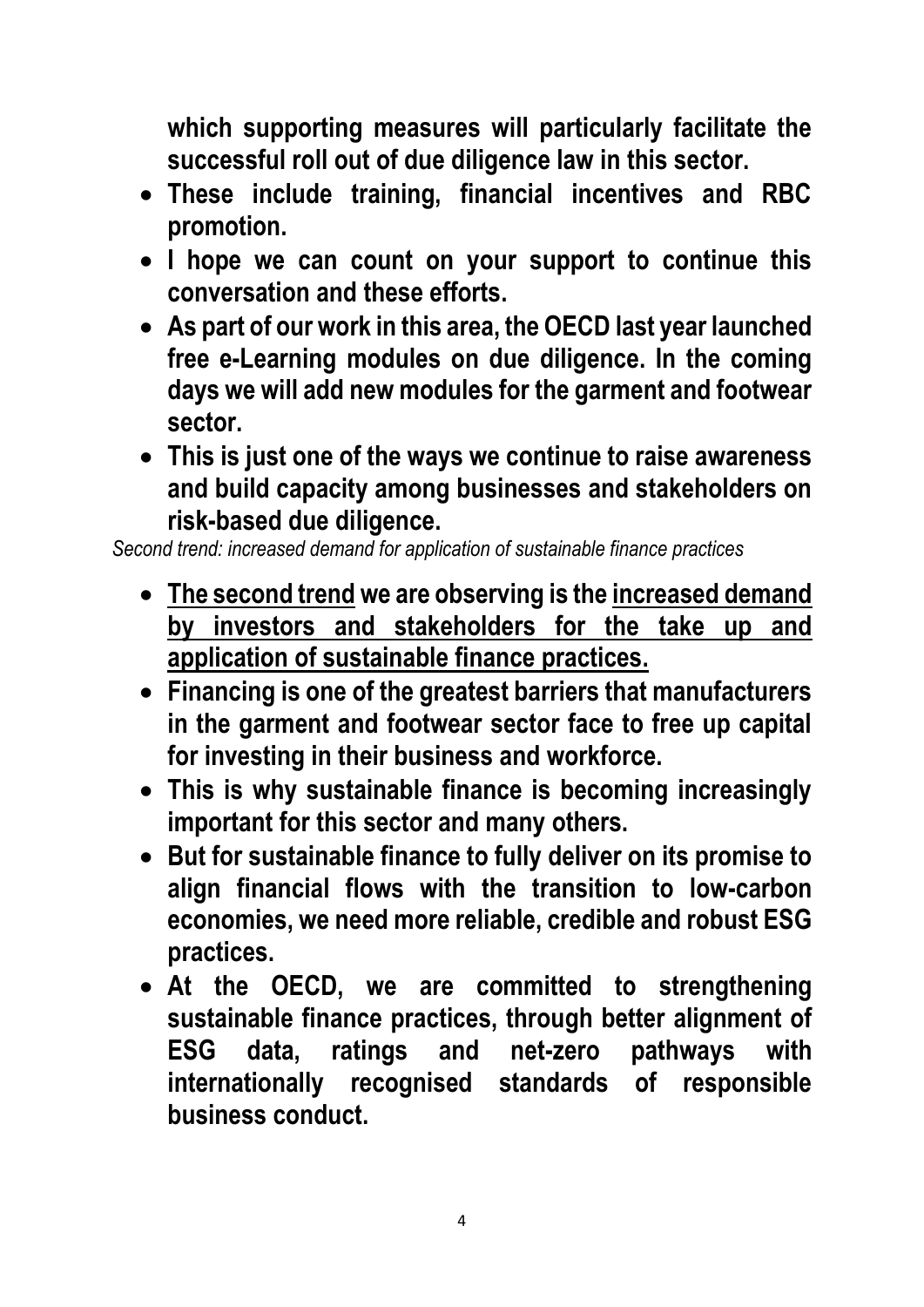**which supporting measures will particularly facilitate the successful roll out of due diligence law in this sector.**

- **These include training, financial incentives and RBC promotion.**
- **I hope we can count on your support to continue this conversation and these efforts.**
- **As part of our work in this area, the OECD last year launched free e-Learning modules on due diligence. In the coming days we will add new modules for the garment and footwear sector.**
- **This is just one of the ways we continue to raise awareness and build capacity among businesses and stakeholders on risk-based due diligence.**

*Second trend: increased demand for application of sustainable finance practices*

- **<u>The second trend</u> we are observing is the <u>increased demand by investors and stakeholders for the take up and application of sustainable finance practices.</u>**
- **Financing is one of the greatest barriers that manufacturers in the garment and footwear sector face to free up capital for investing in their business and workforce.**
- **This is why sustainable finance is becoming increasingly important for this sector and many others.**
- **But for sustainable finance to fully deliver on its promise to align financial flows with the transition to low-carbon economies, we need more reliable, credible and robust ESG practices.**
- **At the OECD, we are committed to strengthening sustainable finance practices, through better alignment of ESG data, ratings and net-zero pathways with internationally recognised standards of responsible business conduct.**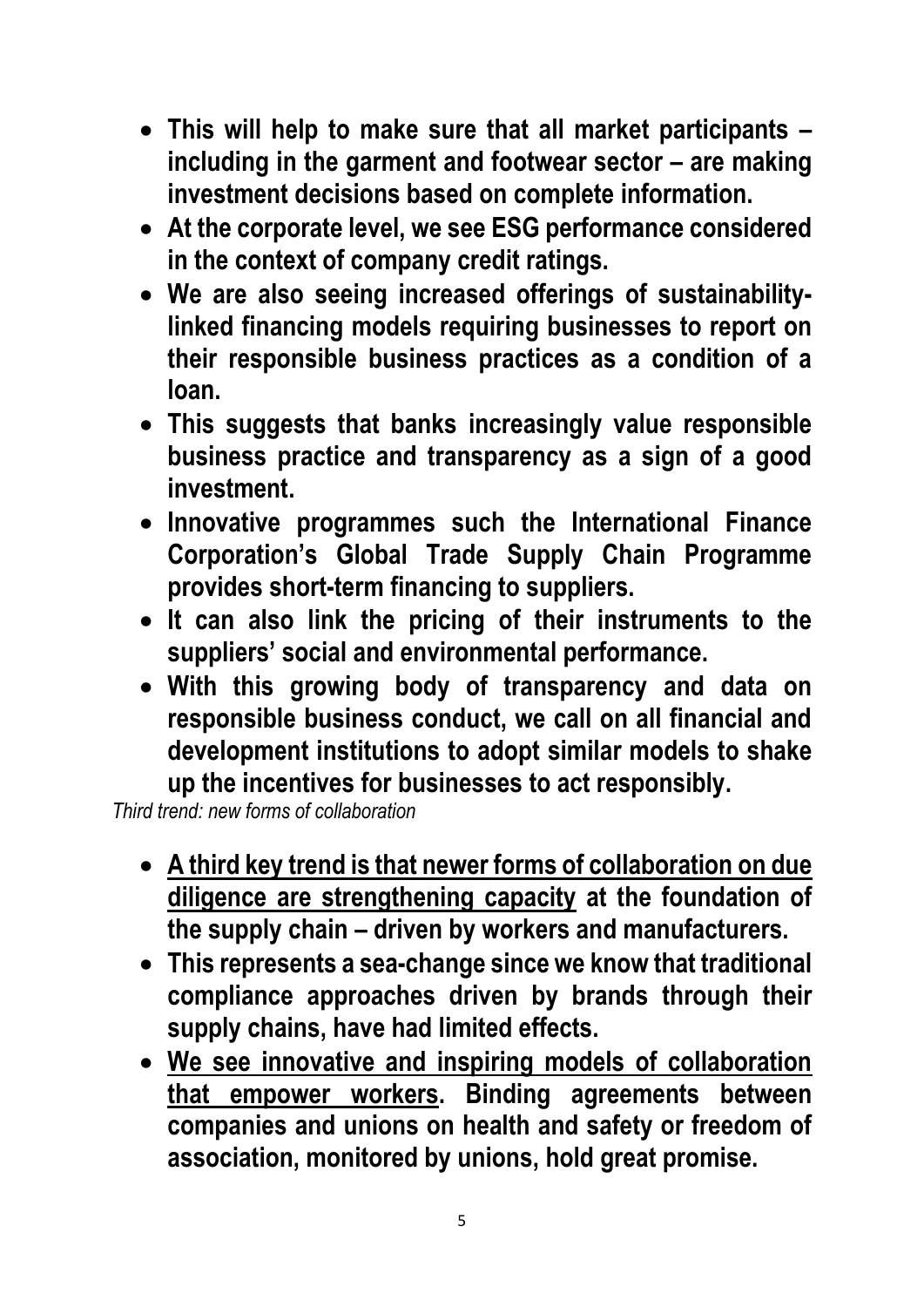- **This will help to make sure that all market participants – including in the garment and footwear sector – are making investment decisions based on complete information.**
- **At the corporate level, we see ESG performance considered in the context of company credit ratings.**
- **We are also seeing increased offerings of sustainability-linked financing models requiring businesses to report on their responsible business practices as a condition of a loan.**
- **This suggests that banks increasingly value responsible business practice and transparency as a sign of a good investment.**
- **Innovative programmes such the International Finance Corporation's Global Trade Supply Chain Programme provides short-term financing to suppliers.**
- **It can also link the pricing of their instruments to the suppliers' social and environmental performance.**
- **With this growing body of transparency and data on responsible business conduct, we call on all financial and development institutions to adopt similar models to shake up the incentives for businesses to act responsibly.**

*Third trend: new forms of collaboration*

- **<u>A third key trend is that newer forms of collaboration on due diligence are strengthening capacity</u> at the foundation of the supply chain – driven by workers and manufacturers.**
- **This represents a sea-change since we know that traditional compliance approaches driven by brands through their supply chains, have had limited effects.**
- **<u>We see innovative and inspiring models of collaboration that empower workers</u>. Binding agreements between companies and unions on health and safety or freedom of association, monitored by unions, hold great promise.**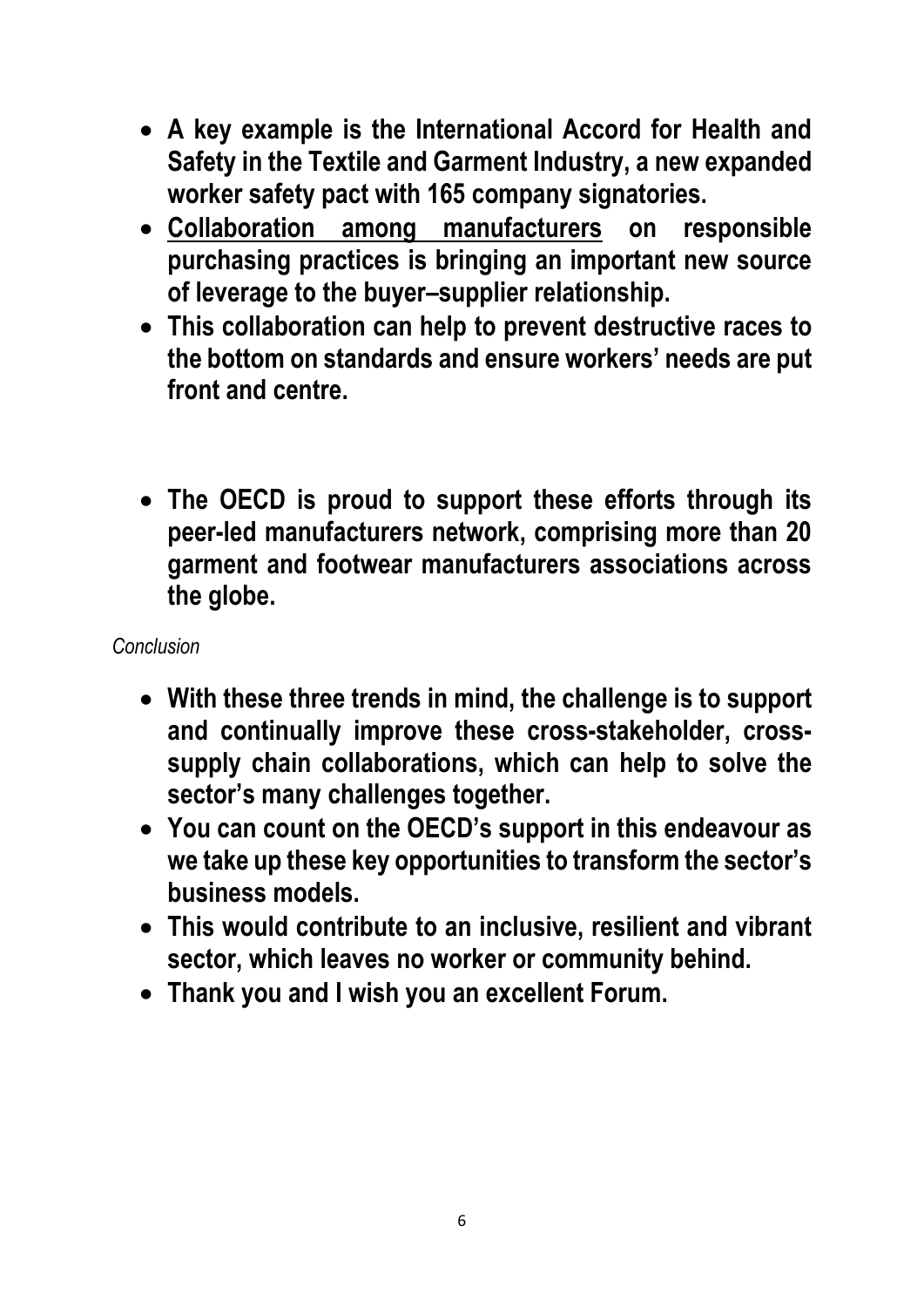- **A key example is the International Accord for Health and Safety in the Textile and Garment Industry, a new expanded worker safety pact with 165 company signatories.**
- **<u>Collaboration among manufacturers</u> on responsible purchasing practices is bringing an important new source of leverage to the buyer–supplier relationship.**
- **This collaboration can help to prevent destructive races to the bottom on standards and ensure workers' needs are put front and centre.**

- **The OECD is proud to support these efforts through its peer-led manufacturers network, comprising more than 20 garment and footwear manufacturers associations across the globe.**

*Conclusion*

- **With these three trends in mind, the challenge is to support and continually improve these cross-stakeholder, cross-supply chain collaborations, which can help to solve the sector's many challenges together.**
- **You can count on the OECD's support in this endeavour as we take up these key opportunities to transform the sector's business models.**
- **This would contribute to an inclusive, resilient and vibrant sector, which leaves no worker or community behind.**
- **Thank you and I wish you an excellent Forum.**